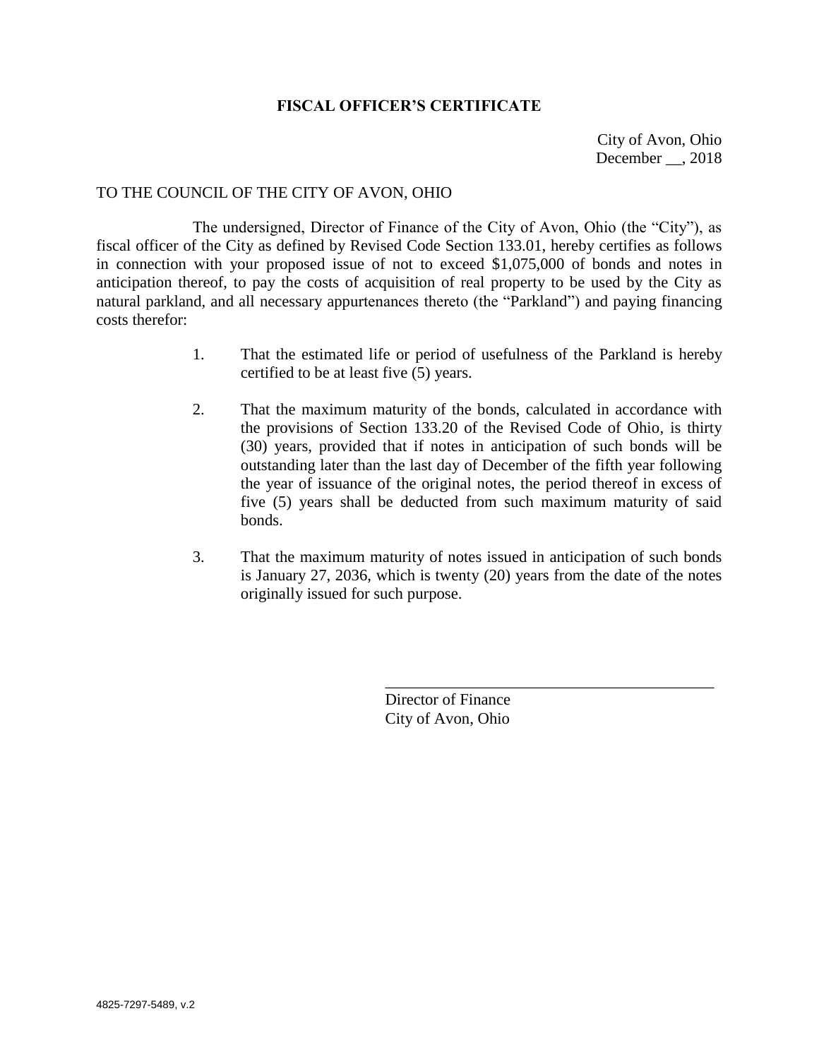**FISCAL OFFICER'S CERTIFICATE**

City of Avon, Ohio
December __, 2018

TO THE COUNCIL OF THE CITY OF AVON, OHIO

The undersigned, Director of Finance of the City of Avon, Ohio (the "City"), as fiscal officer of the City as defined by Revised Code Section 133.01, hereby certifies as follows in connection with your proposed issue of not to exceed $1,075,000 of bonds and notes in anticipation thereof, to pay the costs of acquisition of real property to be used by the City as natural parkland, and all necessary appurtenances thereto (the "Parkland") and paying financing costs therefor:

1. That the estimated life or period of usefulness of the Parkland is hereby certified to be at least five (5) years.

2. That the maximum maturity of the bonds, calculated in accordance with the provisions of Section 133.20 of the Revised Code of Ohio, is thirty (30) years, provided that if notes in anticipation of such bonds will be outstanding later than the last day of December of the fifth year following the year of issuance of the original notes, the period thereof in excess of five (5) years shall be deducted from such maximum maturity of said bonds.

3. That the maximum maturity of notes issued in anticipation of such bonds is January 27, 2036, which is twenty (20) years from the date of the notes originally issued for such purpose.

\_\_\_\_\_\_\_\_\_\_\_\_\_\_\_\_\_\_\_\_\_\_\_\_\_\_\_\_\_\_\_\_\_\_\_\_\_\_\_\_

Director of Finance
City of Avon, Ohio

4825-7297-5489, v.2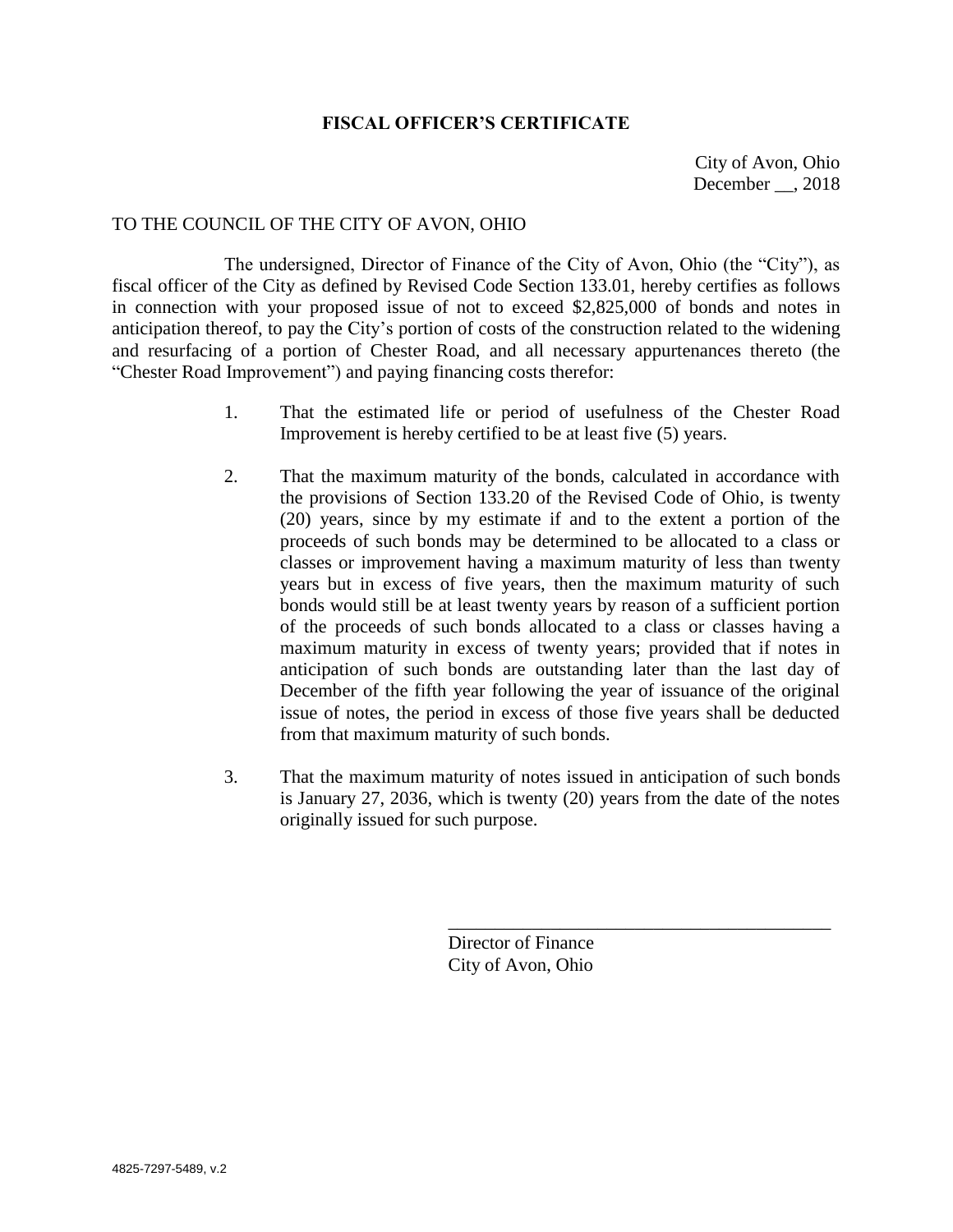# FISCAL OFFICER'S CERTIFICATE

City of Avon, Ohio
December __, 2018

TO THE COUNCIL OF THE CITY OF AVON, OHIO

The undersigned, Director of Finance of the City of Avon, Ohio (the "City"), as fiscal officer of the City as defined by Revised Code Section 133.01, hereby certifies as follows in connection with your proposed issue of not to exceed $2,825,000 of bonds and notes in anticipation thereof, to pay the City's portion of costs of the construction related to the widening and resurfacing of a portion of Chester Road, and all necessary appurtenances thereto (the "Chester Road Improvement") and paying financing costs therefor:

1. That the estimated life or period of usefulness of the Chester Road Improvement is hereby certified to be at least five (5) years.

2. That the maximum maturity of the bonds, calculated in accordance with the provisions of Section 133.20 of the Revised Code of Ohio, is twenty (20) years, since by my estimate if and to the extent a portion of the proceeds of such bonds may be determined to be allocated to a class or classes or improvement having a maximum maturity of less than twenty years but in excess of five years, then the maximum maturity of such bonds would still be at least twenty years by reason of a sufficient portion of the proceeds of such bonds allocated to a class or classes having a maximum maturity in excess of twenty years; provided that if notes in anticipation of such bonds are outstanding later than the last day of December of the fifth year following the year of issuance of the original issue of notes, the period in excess of those five years shall be deducted from that maximum maturity of such bonds.

3. That the maximum maturity of notes issued in anticipation of such bonds is January 27, 2036, which is twenty (20) years from the date of the notes originally issued for such purpose.

\_\_\_\_\_\_\_\_\_\_\_\_\_\_\_\_\_\_\_\_\_\_\_\_\_\_\_\_\_\_\_\_\_\_\_\_\_\_\_\_\_\_
Director of Finance
City of Avon, Ohio

4825-7297-5489, v.2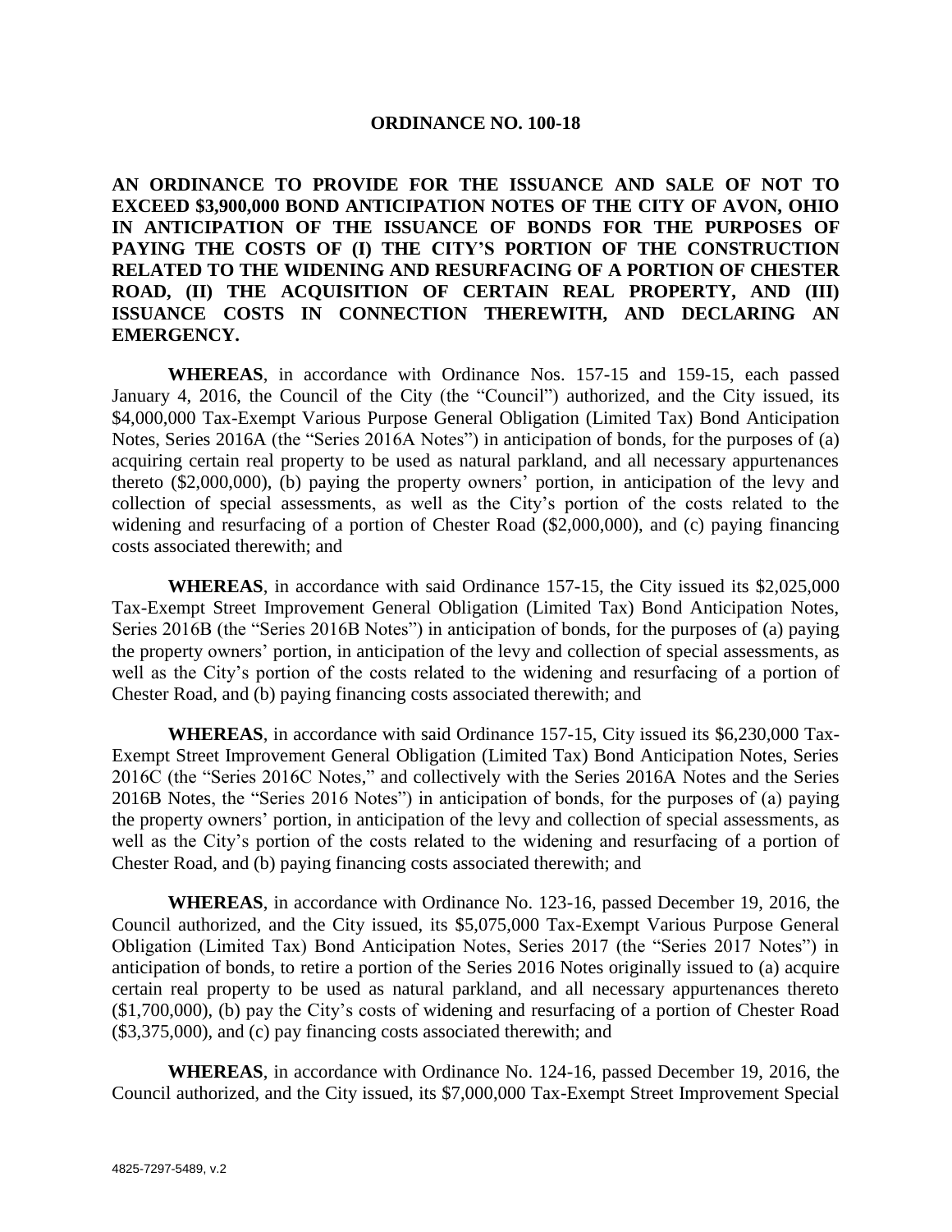**ORDINANCE NO. 100-18**

**AN ORDINANCE TO PROVIDE FOR THE ISSUANCE AND SALE OF NOT TO EXCEED $3,900,000 BOND ANTICIPATION NOTES OF THE CITY OF AVON, OHIO IN ANTICIPATION OF THE ISSUANCE OF BONDS FOR THE PURPOSES OF PAYING THE COSTS OF (I) THE CITY'S PORTION OF THE CONSTRUCTION RELATED TO THE WIDENING AND RESURFACING OF A PORTION OF CHESTER ROAD, (II) THE ACQUISITION OF CERTAIN REAL PROPERTY, AND (III) ISSUANCE COSTS IN CONNECTION THEREWITH, AND DECLARING AN EMERGENCY.**

**WHEREAS**, in accordance with Ordinance Nos. 157-15 and 159-15, each passed January 4, 2016, the Council of the City (the "Council") authorized, and the City issued, its $4,000,000 Tax-Exempt Various Purpose General Obligation (Limited Tax) Bond Anticipation Notes, Series 2016A (the "Series 2016A Notes") in anticipation of bonds, for the purposes of (a) acquiring certain real property to be used as natural parkland, and all necessary appurtenances thereto ($2,000,000), (b) paying the property owners' portion, in anticipation of the levy and collection of special assessments, as well as the City's portion of the costs related to the widening and resurfacing of a portion of Chester Road ($2,000,000), and (c) paying financing costs associated therewith; and

**WHEREAS**, in accordance with said Ordinance 157-15, the City issued its $2,025,000 Tax-Exempt Street Improvement General Obligation (Limited Tax) Bond Anticipation Notes, Series 2016B (the "Series 2016B Notes") in anticipation of bonds, for the purposes of (a) paying the property owners' portion, in anticipation of the levy and collection of special assessments, as well as the City's portion of the costs related to the widening and resurfacing of a portion of Chester Road, and (b) paying financing costs associated therewith; and

**WHEREAS**, in accordance with said Ordinance 157-15, City issued its $6,230,000 Tax-Exempt Street Improvement General Obligation (Limited Tax) Bond Anticipation Notes, Series 2016C (the "Series 2016C Notes," and collectively with the Series 2016A Notes and the Series 2016B Notes, the "Series 2016 Notes") in anticipation of bonds, for the purposes of (a) paying the property owners' portion, in anticipation of the levy and collection of special assessments, as well as the City's portion of the costs related to the widening and resurfacing of a portion of Chester Road, and (b) paying financing costs associated therewith; and

**WHEREAS**, in accordance with Ordinance No. 123-16, passed December 19, 2016, the Council authorized, and the City issued, its $5,075,000 Tax-Exempt Various Purpose General Obligation (Limited Tax) Bond Anticipation Notes, Series 2017 (the "Series 2017 Notes") in anticipation of bonds, to retire a portion of the Series 2016 Notes originally issued to (a) acquire certain real property to be used as natural parkland, and all necessary appurtenances thereto ($1,700,000), (b) pay the City's costs of widening and resurfacing of a portion of Chester Road ($3,375,000), and (c) pay financing costs associated therewith; and

**WHEREAS**, in accordance with Ordinance No. 124-16, passed December 19, 2016, the Council authorized, and the City issued, its $7,000,000 Tax-Exempt Street Improvement Special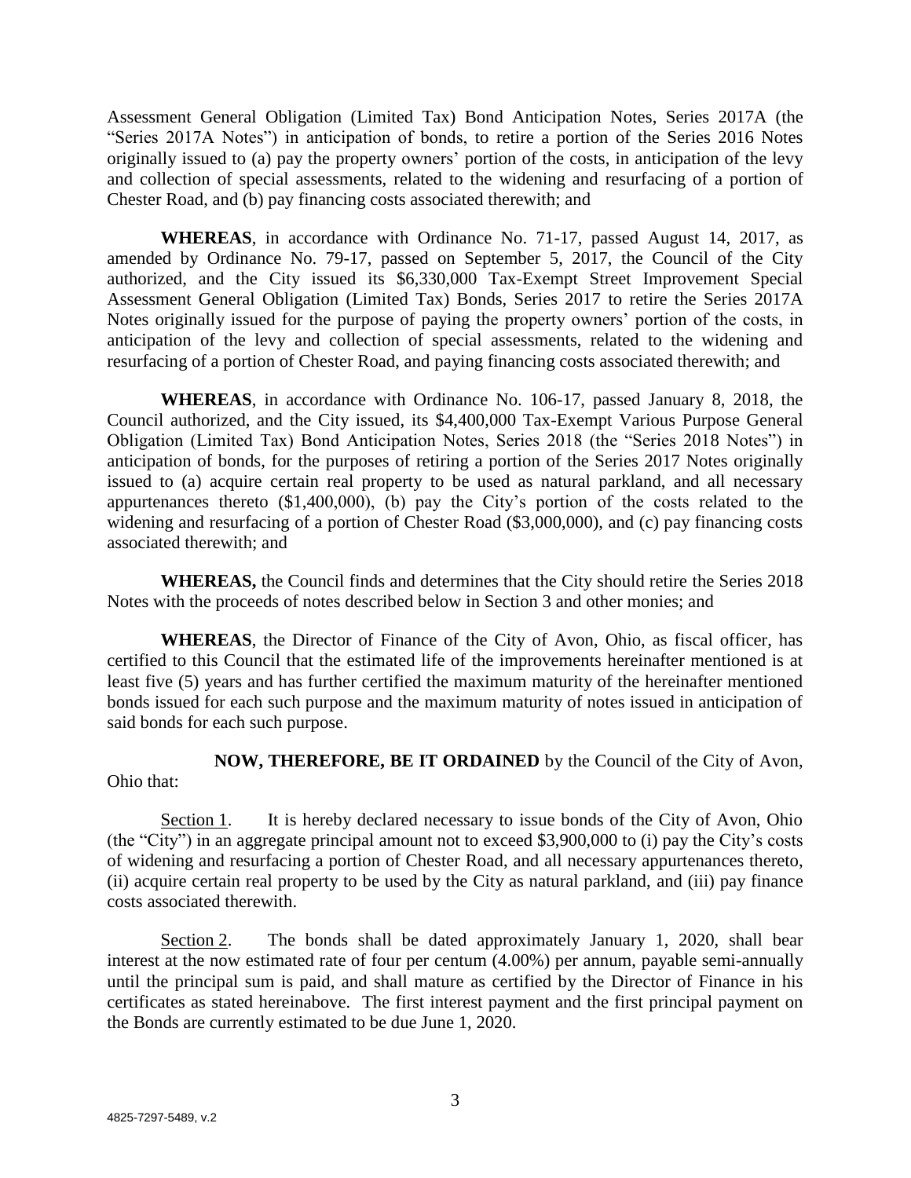Assessment General Obligation (Limited Tax) Bond Anticipation Notes, Series 2017A (the "Series 2017A Notes") in anticipation of bonds, to retire a portion of the Series 2016 Notes originally issued to (a) pay the property owners' portion of the costs, in anticipation of the levy and collection of special assessments, related to the widening and resurfacing of a portion of Chester Road, and (b) pay financing costs associated therewith; and

**WHEREAS**, in accordance with Ordinance No. 71-17, passed August 14, 2017, as amended by Ordinance No. 79-17, passed on September 5, 2017, the Council of the City authorized, and the City issued its $6,330,000 Tax-Exempt Street Improvement Special Assessment General Obligation (Limited Tax) Bonds, Series 2017 to retire the Series 2017A Notes originally issued for the purpose of paying the property owners' portion of the costs, in anticipation of the levy and collection of special assessments, related to the widening and resurfacing of a portion of Chester Road, and paying financing costs associated therewith; and

**WHEREAS**, in accordance with Ordinance No. 106-17, passed January 8, 2018, the Council authorized, and the City issued, its $4,400,000 Tax-Exempt Various Purpose General Obligation (Limited Tax) Bond Anticipation Notes, Series 2018 (the "Series 2018 Notes") in anticipation of bonds, for the purposes of retiring a portion of the Series 2017 Notes originally issued to (a) acquire certain real property to be used as natural parkland, and all necessary appurtenances thereto ($1,400,000), (b) pay the City's portion of the costs related to the widening and resurfacing of a portion of Chester Road ($3,000,000), and (c) pay financing costs associated therewith; and

**WHEREAS,** the Council finds and determines that the City should retire the Series 2018 Notes with the proceeds of notes described below in Section 3 and other monies; and

**WHEREAS**, the Director of Finance of the City of Avon, Ohio, as fiscal officer, has certified to this Council that the estimated life of the improvements hereinafter mentioned is at least five (5) years and has further certified the maximum maturity of the hereinafter mentioned bonds issued for each such purpose and the maximum maturity of notes issued in anticipation of said bonds for each such purpose.

**NOW, THEREFORE, BE IT ORDAINED** by the Council of the City of Avon, Ohio that:

Section 1. It is hereby declared necessary to issue bonds of the City of Avon, Ohio (the "City") in an aggregate principal amount not to exceed $3,900,000 to (i) pay the City's costs of widening and resurfacing a portion of Chester Road, and all necessary appurtenances thereto, (ii) acquire certain real property to be used by the City as natural parkland, and (iii) pay finance costs associated therewith.

Section 2. The bonds shall be dated approximately January 1, 2020, shall bear interest at the now estimated rate of four per centum (4.00%) per annum, payable semi-annually until the principal sum is paid, and shall mature as certified by the Director of Finance in his certificates as stated hereinabove. The first interest payment and the first principal payment on the Bonds are currently estimated to be due June 1, 2020.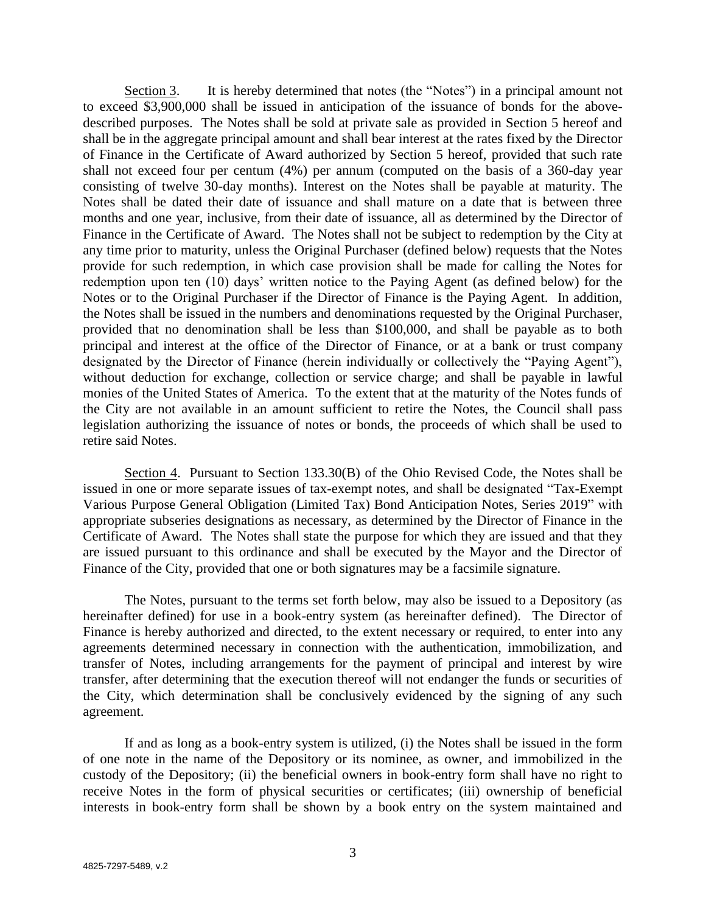Section 3. It is hereby determined that notes (the "Notes") in a principal amount not to exceed $3,900,000 shall be issued in anticipation of the issuance of bonds for the above-described purposes. The Notes shall be sold at private sale as provided in Section 5 hereof and shall be in the aggregate principal amount and shall bear interest at the rates fixed by the Director of Finance in the Certificate of Award authorized by Section 5 hereof, provided that such rate shall not exceed four per centum (4%) per annum (computed on the basis of a 360-day year consisting of twelve 30-day months). Interest on the Notes shall be payable at maturity. The Notes shall be dated their date of issuance and shall mature on a date that is between three months and one year, inclusive, from their date of issuance, all as determined by the Director of Finance in the Certificate of Award. The Notes shall not be subject to redemption by the City at any time prior to maturity, unless the Original Purchaser (defined below) requests that the Notes provide for such redemption, in which case provision shall be made for calling the Notes for redemption upon ten (10) days' written notice to the Paying Agent (as defined below) for the Notes or to the Original Purchaser if the Director of Finance is the Paying Agent. In addition, the Notes shall be issued in the numbers and denominations requested by the Original Purchaser, provided that no denomination shall be less than $100,000, and shall be payable as to both principal and interest at the office of the Director of Finance, or at a bank or trust company designated by the Director of Finance (herein individually or collectively the "Paying Agent"), without deduction for exchange, collection or service charge; and shall be payable in lawful monies of the United States of America. To the extent that at the maturity of the Notes funds of the City are not available in an amount sufficient to retire the Notes, the Council shall pass legislation authorizing the issuance of notes or bonds, the proceeds of which shall be used to retire said Notes.

Section 4. Pursuant to Section 133.30(B) of the Ohio Revised Code, the Notes shall be issued in one or more separate issues of tax-exempt notes, and shall be designated "Tax-Exempt Various Purpose General Obligation (Limited Tax) Bond Anticipation Notes, Series 2019" with appropriate subseries designations as necessary, as determined by the Director of Finance in the Certificate of Award. The Notes shall state the purpose for which they are issued and that they are issued pursuant to this ordinance and shall be executed by the Mayor and the Director of Finance of the City, provided that one or both signatures may be a facsimile signature.

The Notes, pursuant to the terms set forth below, may also be issued to a Depository (as hereinafter defined) for use in a book-entry system (as hereinafter defined). The Director of Finance is hereby authorized and directed, to the extent necessary or required, to enter into any agreements determined necessary in connection with the authentication, immobilization, and transfer of Notes, including arrangements for the payment of principal and interest by wire transfer, after determining that the execution thereof will not endanger the funds or securities of the City, which determination shall be conclusively evidenced by the signing of any such agreement.

If and as long as a book-entry system is utilized, (i) the Notes shall be issued in the form of one note in the name of the Depository or its nominee, as owner, and immobilized in the custody of the Depository; (ii) the beneficial owners in book-entry form shall have no right to receive Notes in the form of physical securities or certificates; (iii) ownership of beneficial interests in book-entry form shall be shown by a book entry on the system maintained and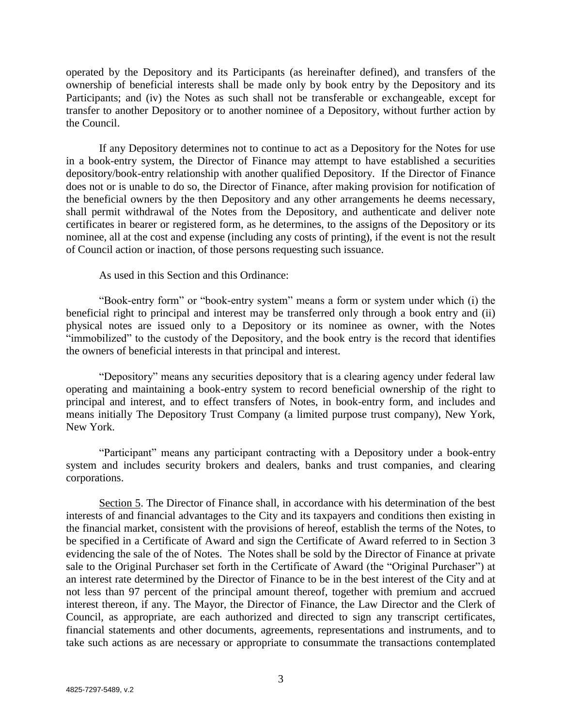operated by the Depository and its Participants (as hereinafter defined), and transfers of the ownership of beneficial interests shall be made only by book entry by the Depository and its Participants; and (iv) the Notes as such shall not be transferable or exchangeable, except for transfer to another Depository or to another nominee of a Depository, without further action by the Council.

If any Depository determines not to continue to act as a Depository for the Notes for use in a book-entry system, the Director of Finance may attempt to have established a securities depository/book-entry relationship with another qualified Depository. If the Director of Finance does not or is unable to do so, the Director of Finance, after making provision for notification of the beneficial owners by the then Depository and any other arrangements he deems necessary, shall permit withdrawal of the Notes from the Depository, and authenticate and deliver note certificates in bearer or registered form, as he determines, to the assigns of the Depository or its nominee, all at the cost and expense (including any costs of printing), if the event is not the result of Council action or inaction, of those persons requesting such issuance.

As used in this Section and this Ordinance:

"Book-entry form" or "book-entry system" means a form or system under which (i) the beneficial right to principal and interest may be transferred only through a book entry and (ii) physical notes are issued only to a Depository or its nominee as owner, with the Notes "immobilized" to the custody of the Depository, and the book entry is the record that identifies the owners of beneficial interests in that principal and interest.

"Depository" means any securities depository that is a clearing agency under federal law operating and maintaining a book-entry system to record beneficial ownership of the right to principal and interest, and to effect transfers of Notes, in book-entry form, and includes and means initially The Depository Trust Company (a limited purpose trust company), New York, New York.

"Participant" means any participant contracting with a Depository under a book-entry system and includes security brokers and dealers, banks and trust companies, and clearing corporations.

Section 5. The Director of Finance shall, in accordance with his determination of the best interests of and financial advantages to the City and its taxpayers and conditions then existing in the financial market, consistent with the provisions of hereof, establish the terms of the Notes, to be specified in a Certificate of Award and sign the Certificate of Award referred to in Section 3 evidencing the sale of the of Notes. The Notes shall be sold by the Director of Finance at private sale to the Original Purchaser set forth in the Certificate of Award (the "Original Purchaser") at an interest rate determined by the Director of Finance to be in the best interest of the City and at not less than 97 percent of the principal amount thereof, together with premium and accrued interest thereon, if any. The Mayor, the Director of Finance, the Law Director and the Clerk of Council, as appropriate, are each authorized and directed to sign any transcript certificates, financial statements and other documents, agreements, representations and instruments, and to take such actions as are necessary or appropriate to consummate the transactions contemplated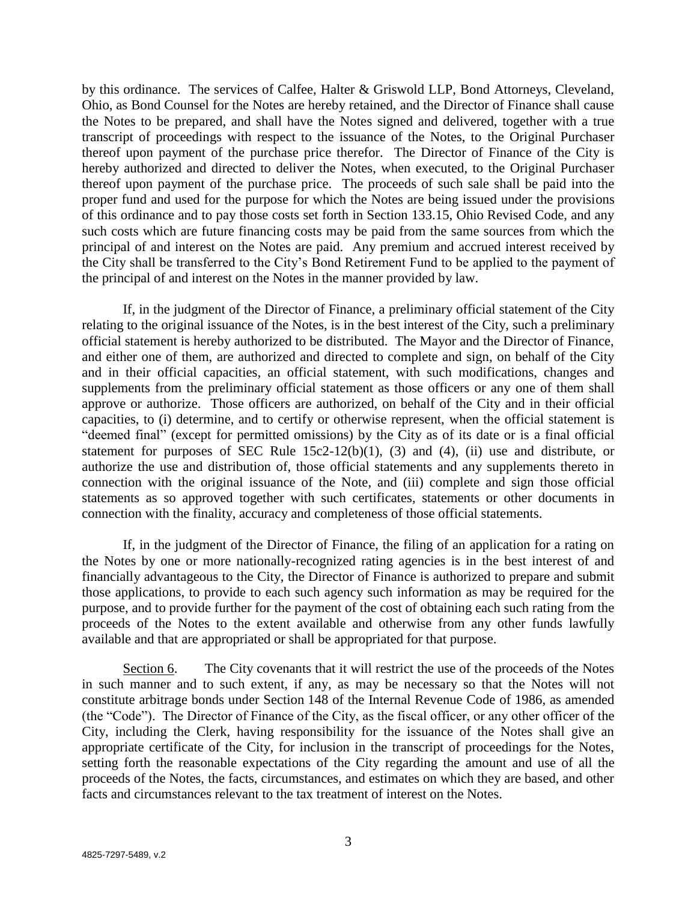by this ordinance. The services of Calfee, Halter & Griswold LLP, Bond Attorneys, Cleveland, Ohio, as Bond Counsel for the Notes are hereby retained, and the Director of Finance shall cause the Notes to be prepared, and shall have the Notes signed and delivered, together with a true transcript of proceedings with respect to the issuance of the Notes, to the Original Purchaser thereof upon payment of the purchase price therefor. The Director of Finance of the City is hereby authorized and directed to deliver the Notes, when executed, to the Original Purchaser thereof upon payment of the purchase price. The proceeds of such sale shall be paid into the proper fund and used for the purpose for which the Notes are being issued under the provisions of this ordinance and to pay those costs set forth in Section 133.15, Ohio Revised Code, and any such costs which are future financing costs may be paid from the same sources from which the principal of and interest on the Notes are paid. Any premium and accrued interest received by the City shall be transferred to the City's Bond Retirement Fund to be applied to the payment of the principal of and interest on the Notes in the manner provided by law.

If, in the judgment of the Director of Finance, a preliminary official statement of the City relating to the original issuance of the Notes, is in the best interest of the City, such a preliminary official statement is hereby authorized to be distributed. The Mayor and the Director of Finance, and either one of them, are authorized and directed to complete and sign, on behalf of the City and in their official capacities, an official statement, with such modifications, changes and supplements from the preliminary official statement as those officers or any one of them shall approve or authorize. Those officers are authorized, on behalf of the City and in their official capacities, to (i) determine, and to certify or otherwise represent, when the official statement is "deemed final" (except for permitted omissions) by the City as of its date or is a final official statement for purposes of SEC Rule 15c2-12(b)(1), (3) and (4), (ii) use and distribute, or authorize the use and distribution of, those official statements and any supplements thereto in connection with the original issuance of the Note, and (iii) complete and sign those official statements as so approved together with such certificates, statements or other documents in connection with the finality, accuracy and completeness of those official statements.

If, in the judgment of the Director of Finance, the filing of an application for a rating on the Notes by one or more nationally-recognized rating agencies is in the best interest of and financially advantageous to the City, the Director of Finance is authorized to prepare and submit those applications, to provide to each such agency such information as may be required for the purpose, and to provide further for the payment of the cost of obtaining each such rating from the proceeds of the Notes to the extent available and otherwise from any other funds lawfully available and that are appropriated or shall be appropriated for that purpose.

Section 6. The City covenants that it will restrict the use of the proceeds of the Notes in such manner and to such extent, if any, as may be necessary so that the Notes will not constitute arbitrage bonds under Section 148 of the Internal Revenue Code of 1986, as amended (the "Code"). The Director of Finance of the City, as the fiscal officer, or any other officer of the City, including the Clerk, having responsibility for the issuance of the Notes shall give an appropriate certificate of the City, for inclusion in the transcript of proceedings for the Notes, setting forth the reasonable expectations of the City regarding the amount and use of all the proceeds of the Notes, the facts, circumstances, and estimates on which they are based, and other facts and circumstances relevant to the tax treatment of interest on the Notes.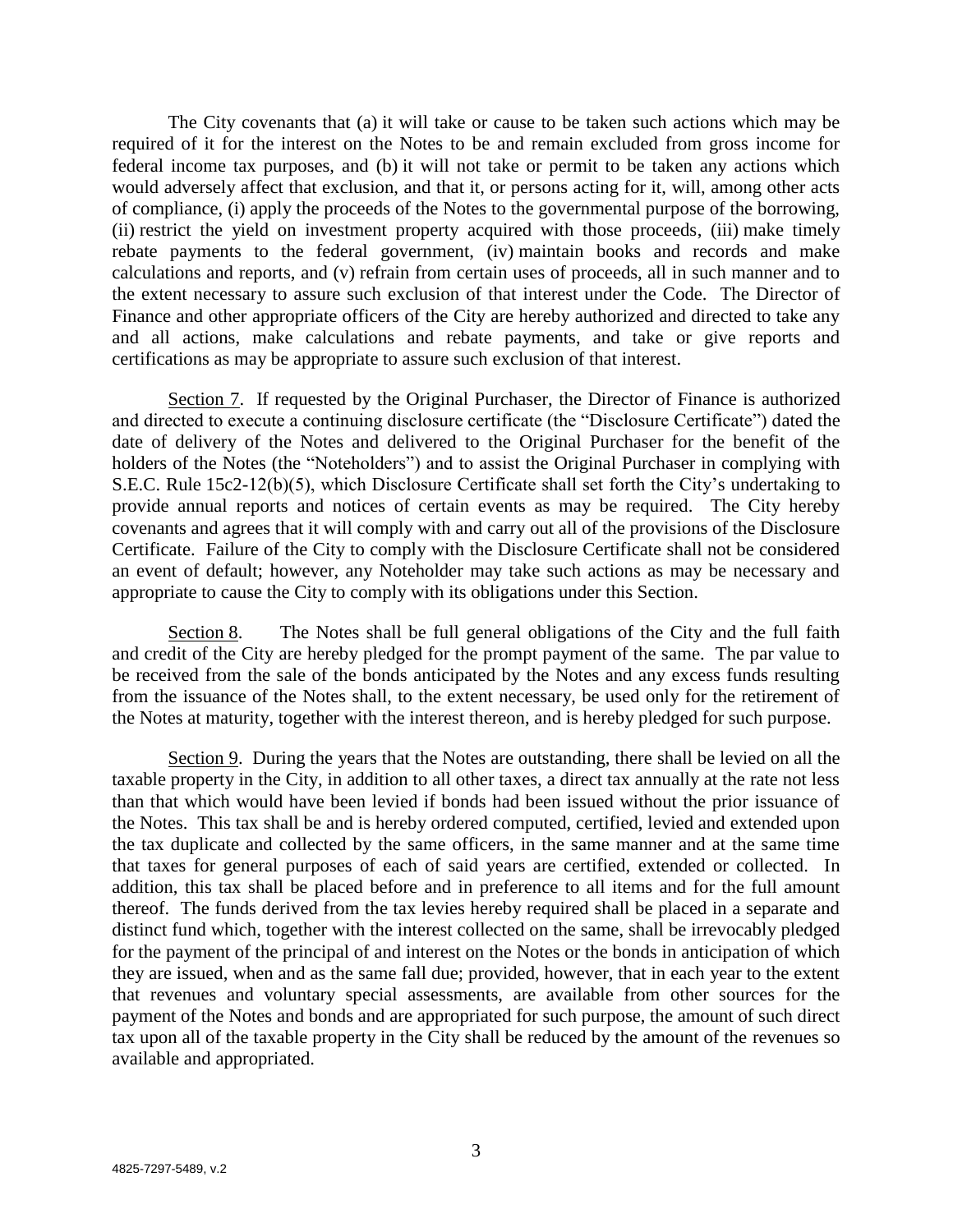The City covenants that (a) it will take or cause to be taken such actions which may be required of it for the interest on the Notes to be and remain excluded from gross income for federal income tax purposes, and (b) it will not take or permit to be taken any actions which would adversely affect that exclusion, and that it, or persons acting for it, will, among other acts of compliance, (i) apply the proceeds of the Notes to the governmental purpose of the borrowing, (ii) restrict the yield on investment property acquired with those proceeds, (iii) make timely rebate payments to the federal government, (iv) maintain books and records and make calculations and reports, and (v) refrain from certain uses of proceeds, all in such manner and to the extent necessary to assure such exclusion of that interest under the Code. The Director of Finance and other appropriate officers of the City are hereby authorized and directed to take any and all actions, make calculations and rebate payments, and take or give reports and certifications as may be appropriate to assure such exclusion of that interest.

Section 7. If requested by the Original Purchaser, the Director of Finance is authorized and directed to execute a continuing disclosure certificate (the "Disclosure Certificate") dated the date of delivery of the Notes and delivered to the Original Purchaser for the benefit of the holders of the Notes (the "Noteholders") and to assist the Original Purchaser in complying with S.E.C. Rule 15c2-12(b)(5), which Disclosure Certificate shall set forth the City's undertaking to provide annual reports and notices of certain events as may be required. The City hereby covenants and agrees that it will comply with and carry out all of the provisions of the Disclosure Certificate. Failure of the City to comply with the Disclosure Certificate shall not be considered an event of default; however, any Noteholder may take such actions as may be necessary and appropriate to cause the City to comply with its obligations under this Section.

Section 8. The Notes shall be full general obligations of the City and the full faith and credit of the City are hereby pledged for the prompt payment of the same. The par value to be received from the sale of the bonds anticipated by the Notes and any excess funds resulting from the issuance of the Notes shall, to the extent necessary, be used only for the retirement of the Notes at maturity, together with the interest thereon, and is hereby pledged for such purpose.

Section 9. During the years that the Notes are outstanding, there shall be levied on all the taxable property in the City, in addition to all other taxes, a direct tax annually at the rate not less than that which would have been levied if bonds had been issued without the prior issuance of the Notes. This tax shall be and is hereby ordered computed, certified, levied and extended upon the tax duplicate and collected by the same officers, in the same manner and at the same time that taxes for general purposes of each of said years are certified, extended or collected. In addition, this tax shall be placed before and in preference to all items and for the full amount thereof. The funds derived from the tax levies hereby required shall be placed in a separate and distinct fund which, together with the interest collected on the same, shall be irrevocably pledged for the payment of the principal of and interest on the Notes or the bonds in anticipation of which they are issued, when and as the same fall due; provided, however, that in each year to the extent that revenues and voluntary special assessments, are available from other sources for the payment of the Notes and bonds and are appropriated for such purpose, the amount of such direct tax upon all of the taxable property in the City shall be reduced by the amount of the revenues so available and appropriated.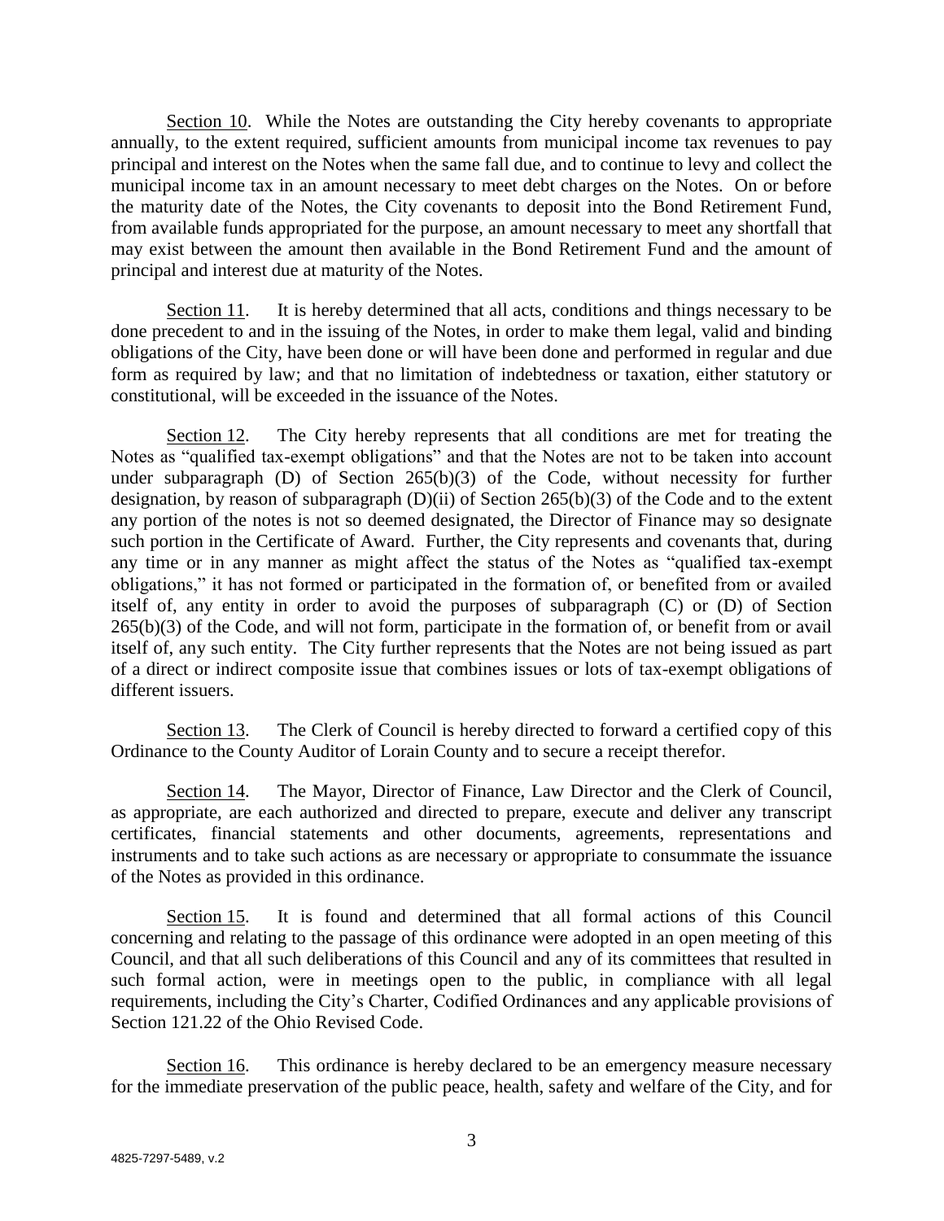Section 10. While the Notes are outstanding the City hereby covenants to appropriate annually, to the extent required, sufficient amounts from municipal income tax revenues to pay principal and interest on the Notes when the same fall due, and to continue to levy and collect the municipal income tax in an amount necessary to meet debt charges on the Notes. On or before the maturity date of the Notes, the City covenants to deposit into the Bond Retirement Fund, from available funds appropriated for the purpose, an amount necessary to meet any shortfall that may exist between the amount then available in the Bond Retirement Fund and the amount of principal and interest due at maturity of the Notes.

Section 11. It is hereby determined that all acts, conditions and things necessary to be done precedent to and in the issuing of the Notes, in order to make them legal, valid and binding obligations of the City, have been done or will have been done and performed in regular and due form as required by law; and that no limitation of indebtedness or taxation, either statutory or constitutional, will be exceeded in the issuance of the Notes.

Section 12. The City hereby represents that all conditions are met for treating the Notes as "qualified tax-exempt obligations" and that the Notes are not to be taken into account under subparagraph (D) of Section 265(b)(3) of the Code, without necessity for further designation, by reason of subparagraph (D)(ii) of Section 265(b)(3) of the Code and to the extent any portion of the notes is not so deemed designated, the Director of Finance may so designate such portion in the Certificate of Award. Further, the City represents and covenants that, during any time or in any manner as might affect the status of the Notes as "qualified tax-exempt obligations," it has not formed or participated in the formation of, or benefited from or availed itself of, any entity in order to avoid the purposes of subparagraph (C) or (D) of Section 265(b)(3) of the Code, and will not form, participate in the formation of, or benefit from or avail itself of, any such entity. The City further represents that the Notes are not being issued as part of a direct or indirect composite issue that combines issues or lots of tax-exempt obligations of different issuers.

Section 13. The Clerk of Council is hereby directed to forward a certified copy of this Ordinance to the County Auditor of Lorain County and to secure a receipt therefor.

Section 14. The Mayor, Director of Finance, Law Director and the Clerk of Council, as appropriate, are each authorized and directed to prepare, execute and deliver any transcript certificates, financial statements and other documents, agreements, representations and instruments and to take such actions as are necessary or appropriate to consummate the issuance of the Notes as provided in this ordinance.

Section 15. It is found and determined that all formal actions of this Council concerning and relating to the passage of this ordinance were adopted in an open meeting of this Council, and that all such deliberations of this Council and any of its committees that resulted in such formal action, were in meetings open to the public, in compliance with all legal requirements, including the City's Charter, Codified Ordinances and any applicable provisions of Section 121.22 of the Ohio Revised Code.

Section 16. This ordinance is hereby declared to be an emergency measure necessary for the immediate preservation of the public peace, health, safety and welfare of the City, and for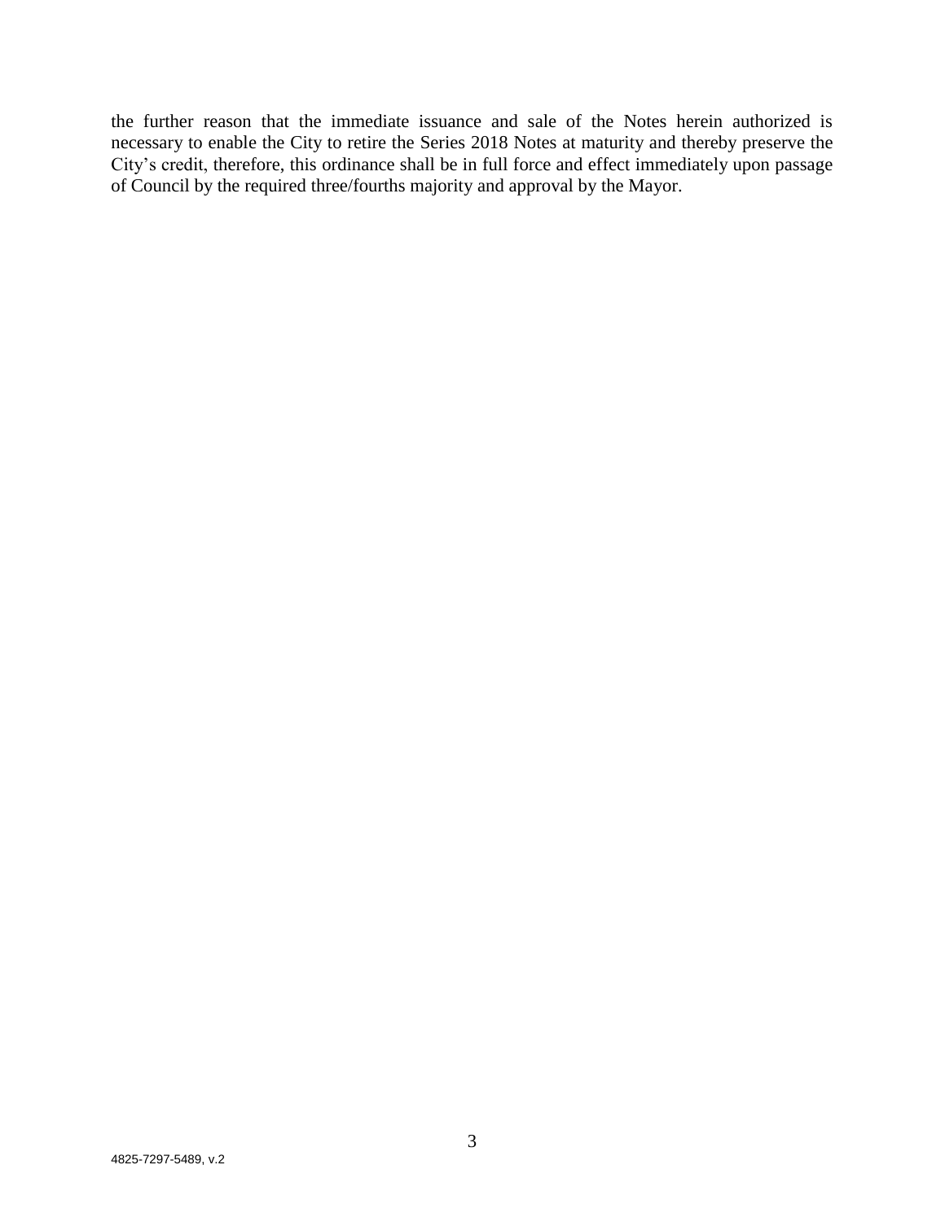the further reason that the immediate issuance and sale of the Notes herein authorized is necessary to enable the City to retire the Series 2018 Notes at maturity and thereby preserve the City's credit, therefore, this ordinance shall be in full force and effect immediately upon passage of Council by the required three/fourths majority and approval by the Mayor.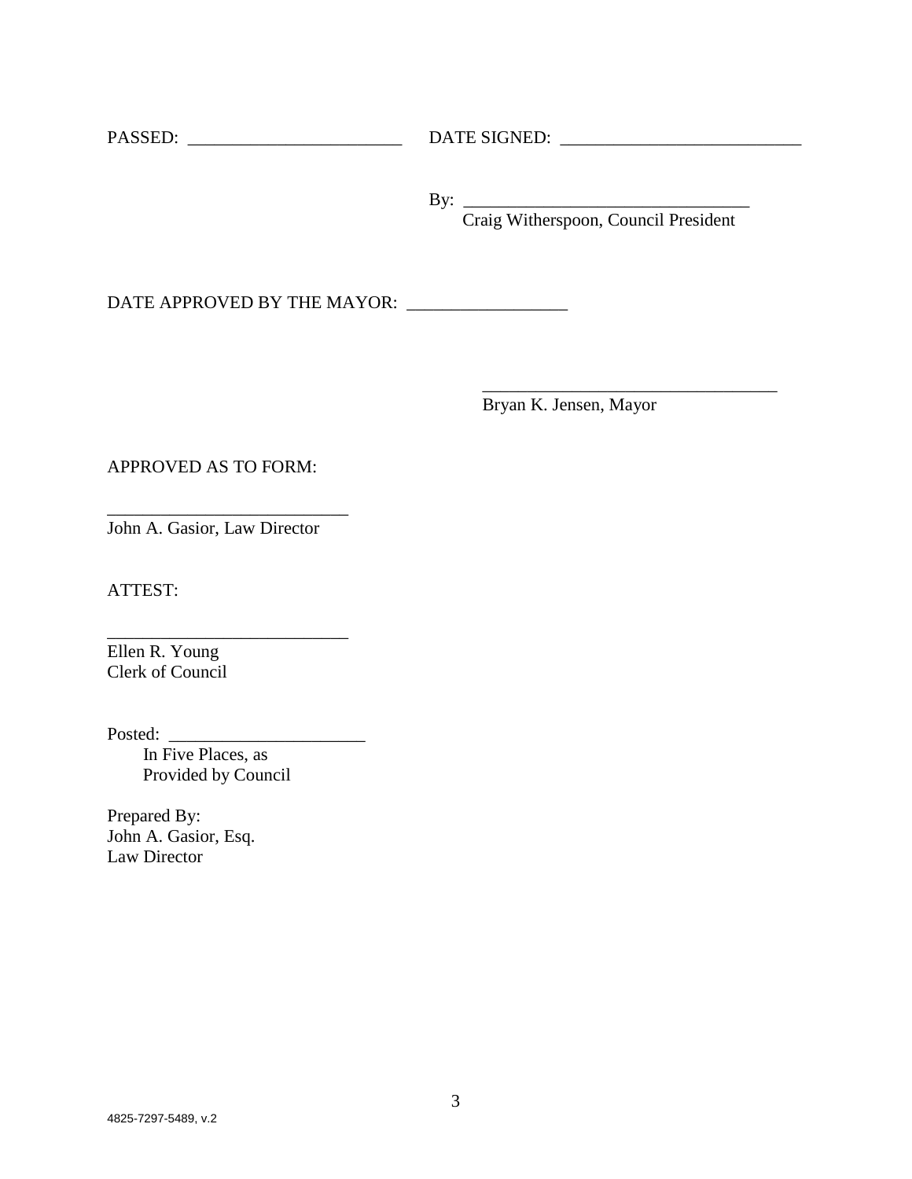PASSED: ________________________ DATE SIGNED: ___________________________

By: ________________________________
Craig Witherspoon, Council President

DATE APPROVED BY THE MAYOR: __________________

__________________________________
Bryan K. Jensen, Mayor

APPROVED AS TO FORM:

___________________________
John A. Gasior, Law Director

ATTEST:

___________________________
Ellen R. Young
Clerk of Council

Posted: ______________________
In Five Places, as
Provided by Council

Prepared By:
John A. Gasior, Esq.
Law Director

4825-7297-5489, v.2